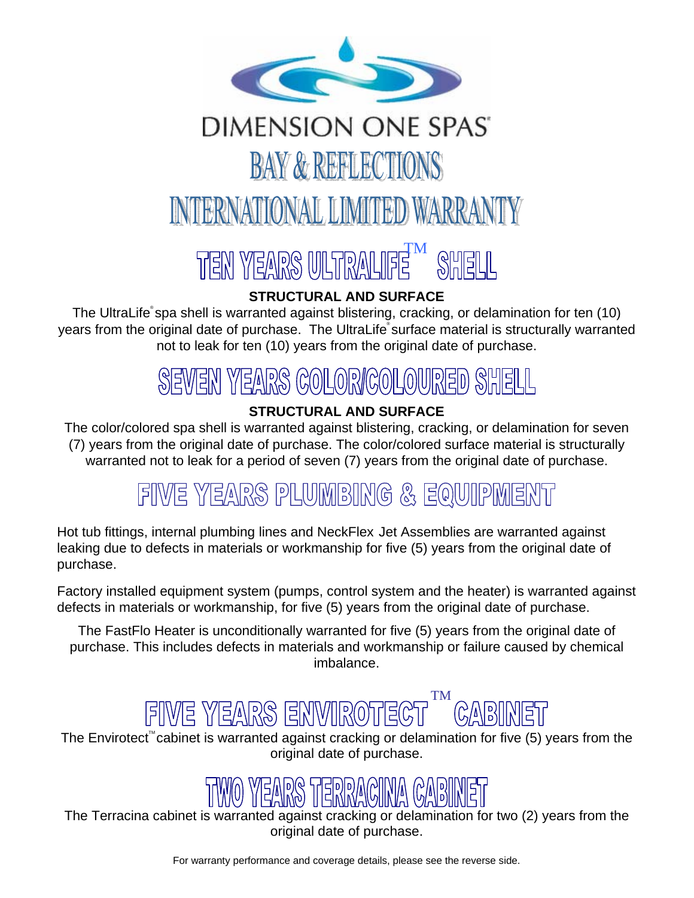# DIMENSION ONE SPAS®

# BAY & REFLECTIONS

# INTERNATIONAL LIMITED WARRANTY

## TEN YEARS ULTRALIFE™ SHELL

**STRUCTURAL AND SURFACE**

The UltraLife® spa shell is warranted against blistering, cracking, or delamination for ten (10) years from the original date of purchase. The UltraLife® surface material is structurally warranted not to leak for ten (10) years from the original date of purchase.

## SEVEN YEARS COLOR/COLOURED SHELL

**STRUCTURAL AND SURFACE**

The color/colored spa shell is warranted against blistering, cracking, or delamination for seven (7) years from the original date of purchase. The color/colored surface material is structurally warranted not to leak for a period of seven (7) years from the original date of purchase.

## FIVE YEARS PLUMBING & EQUIPMENT

Hot tub fittings, internal plumbing lines and NeckFlex Jet Assemblies are warranted against leaking due to defects in materials or workmanship for five (5) years from the original date of purchase.

Factory installed equipment system (pumps, control system and the heater) is warranted against defects in materials or workmanship, for five (5) years from the original date of purchase.

The FastFlo Heater is unconditionally warranted for five (5) years from the original date of purchase. This includes defects in materials and workmanship or failure caused by chemical imbalance.

## FIVE YEARS ENVIROTECT™ CABINET

The Envirotect™ cabinet is warranted against cracking or delamination for five (5) years from the original date of purchase.

## TWO YEARS TERRACINA CABINET

The Terracina cabinet is warranted against cracking or delamination for two (2) years from the original date of purchase.

For warranty performance and coverage details, please see the reverse side.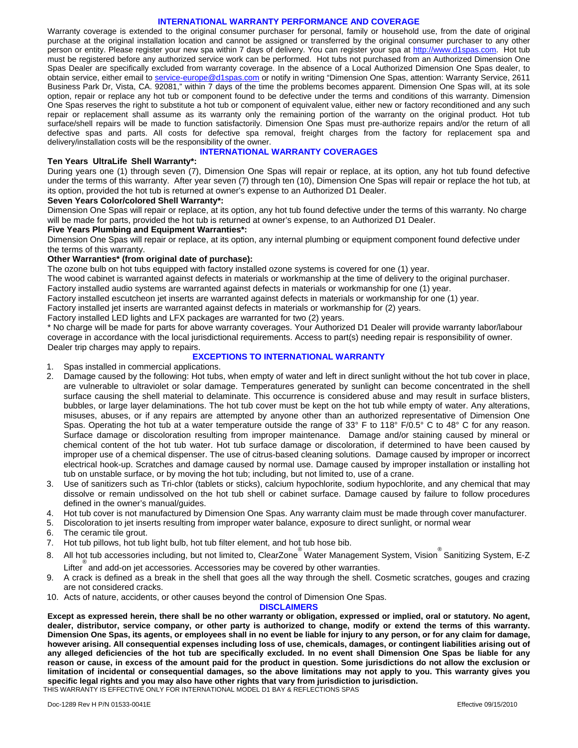## INTERNATIONAL WARRANTY PERFORMANCE AND COVERAGE

Warranty coverage is extended to the original consumer purchaser for personal, family or household use, from the date of original purchase at the original installation location and cannot be assigned or transferred by the original consumer purchaser to any other person or entity. Please register your new spa within 7 days of delivery. You can register your spa at http://www.d1spas.com. Hot tub must be registered before any authorized service work can be performed. Hot tubs not purchased from an Authorized Dimension One Spas Dealer are specifically excluded from warranty coverage. In the absence of a Local Authorized Dimension One Spas dealer, to obtain service, either email to service-europe@d1spas.com or notify in writing "Dimension One Spas, attention: Warranty Service, 2611 Business Park Dr, Vista, CA. 92081," within 7 days of the time the problems becomes apparent. Dimension One Spas will, at its sole option, repair or replace any hot tub or component found to be defective under the terms and conditions of this warranty. Dimension One Spas reserves the right to substitute a hot tub or component of equivalent value, either new or factory reconditioned and any such repair or replacement shall assume as its warranty only the remaining portion of the warranty on the original product. Hot tub surface/shell repairs will be made to function satisfactorily. Dimension One Spas must pre-authorize repairs and/or the return of all defective spas and parts. All costs for defective spa removal, freight charges from the factory for replacement spa and delivery/installation costs will be the responsibility of the owner.

## INTERNATIONAL WARRANTY COVERAGES

**Ten Years UltraLife Shell Warranty*:**

During years one (1) through seven (7), Dimension One Spas will repair or replace, at its option, any hot tub found defective under the terms of this warranty. After year seven (7) through ten (10), Dimension One Spas will repair or replace the hot tub, at its option, provided the hot tub is returned at owner's expense to an Authorized D1 Dealer.

**Seven Years Color/colored Shell Warranty*:**

Dimension One Spas will repair or replace, at its option, any hot tub found defective under the terms of this warranty. No charge will be made for parts, provided the hot tub is returned at owner's expense, to an Authorized D1 Dealer.

**Five Years Plumbing and Equipment Warranties*:**

Dimension One Spas will repair or replace, at its option, any internal plumbing or equipment component found defective under the terms of this warranty.

**Other Warranties* (from original date of purchase):**

The ozone bulb on hot tubs equipped with factory installed ozone systems is covered for one (1) year.
The wood cabinet is warranted against defects in materials or workmanship at the time of delivery to the original purchaser.
Factory installed audio systems are warranted against defects in materials or workmanship for one (1) year.
Factory installed escutcheon jet inserts are warranted against defects in materials or workmanship for one (1) year.
Factory installed jet inserts are warranted against defects in materials or workmanship for (2) years.
Factory installed LED lights and LFX packages are warranted for two (2) years.
* No charge will be made for parts for above warranty coverages. Your Authorized D1 Dealer will provide warranty labor/labour coverage in accordance with the local jurisdictional requirements. Access to part(s) needing repair is responsibility of owner. Dealer trip charges may apply to repairs.

## EXCEPTIONS TO INTERNATIONAL WARRANTY

1. Spas installed in commercial applications.
2. Damage caused by the following: Hot tubs, when empty of water and left in direct sunlight without the hot tub cover in place, are vulnerable to ultraviolet or solar damage. Temperatures generated by sunlight can become concentrated in the shell surface causing the shell material to delaminate. This occurrence is considered abuse and may result in surface blisters, bubbles, or large layer delaminations. The hot tub cover must be kept on the hot tub while empty of water. Any alterations, misuses, abuses, or if any repairs are attempted by anyone other than an authorized representative of Dimension One Spas. Operating the hot tub at a water temperature outside the range of 33° F to 118° F/0.5° C to 48° C for any reason. Surface damage or discoloration resulting from improper maintenance. Damage and/or staining caused by mineral or chemical content of the hot tub water. Hot tub surface damage or discoloration, if determined to have been caused by improper use of a chemical dispenser. The use of citrus-based cleaning solutions. Damage caused by improper or incorrect electrical hook-up. Scratches and damage caused by normal use. Damage caused by improper installation or installing hot tub on unstable surface, or by moving the hot tub; including, but not limited to, use of a crane.
3. Use of sanitizers such as Tri-chlor (tablets or sticks), calcium hypochlorite, sodium hypochlorite, and any chemical that may dissolve or remain undissolved on the hot tub shell or cabinet surface. Damage caused by failure to follow procedures defined in the owner's manual/guides.
4. Hot tub cover is not manufactured by Dimension One Spas. Any warranty claim must be made through cover manufacturer.
5. Discoloration to jet inserts resulting from improper water balance, exposure to direct sunlight, or normal wear
6. The ceramic tile grout.
7. Hot tub pillows, hot tub light bulb, hot tub filter element, and hot tub hose bib.
8. All hot tub accessories including, but not limited to, ClearZone® Water Management System, Vision® Sanitizing System, E-Z Lifter® and add-on jet accessories. Accessories may be covered by other warranties.
9. A crack is defined as a break in the shell that goes all the way through the shell. Cosmetic scratches, gouges and crazing are not considered cracks.
10. Acts of nature, accidents, or other causes beyond the control of Dimension One Spas.

## DISCLAIMERS

**Except as expressed herein, there shall be no other warranty or obligation, expressed or implied, oral or statutory. No agent, dealer, distributor, service company, or other party is authorized to change, modify or extend the terms of this warranty. Dimension One Spas, its agents, or employees shall in no event be liable for injury to any person, or for any claim for damage, however arising. All consequential expenses including loss of use, chemicals, damages, or contingent liabilities arising out of any alleged deficiencies of the hot tub are specifically excluded. In no event shall Dimension One Spas be liable for any reason or cause, in excess of the amount paid for the product in question. Some jurisdictions do not allow the exclusion or limitation of incidental or consequential damages, so the above limitations may not apply to you. This warranty gives you specific legal rights and you may also have other rights that vary from jurisdiction to jurisdiction.**

THIS WARRANTY IS EFFECTIVE ONLY FOR INTERNATIONAL MODEL D1 BAY & REFLECTIONS SPAS

Doc-1289 Rev H P/N 01533-0041E

Effective 09/15/2010